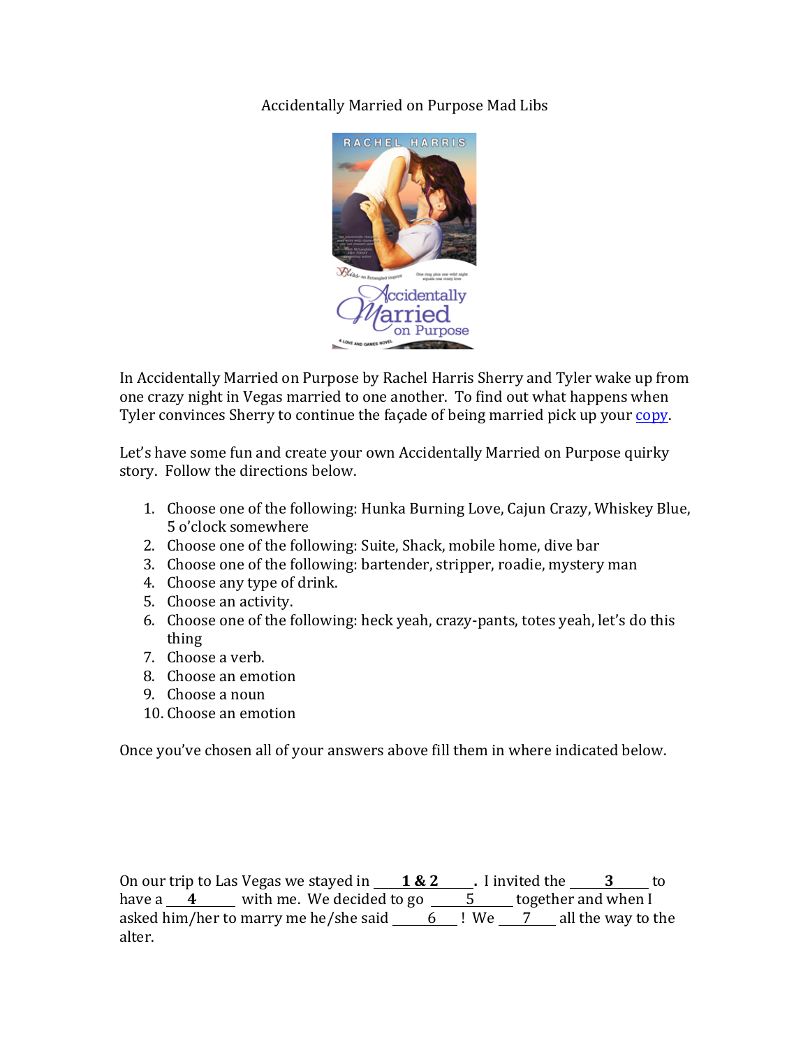Accidentally Married on Purpose Mad Libs

In Accidentally Married on Purpose by Rachel Harris Sherry and Tyler wake up from one crazy night in Vegas married to one another. To find out what happens when Tyler convinces Sherry to continue the façade of being married pick up your copy.

Let's have some fun and create your own Accidentally Married on Purpose quirky story. Follow the directions below.

1. Choose one of the following: Hunka Burning Love, Cajun Crazy, Whiskey Blue, 5 o'clock somewhere
2. Choose one of the following: Suite, Shack, mobile home, dive bar
3. Choose one of the following: bartender, stripper, roadie, mystery man
4. Choose any type of drink.
5. Choose an activity.
6. Choose one of the following: heck yeah, crazy-pants, totes yeah, let's do this thing
7. Choose a verb.
8. Choose an emotion
9. Choose a noun
10. Choose an emotion

Once you've chosen all of your answers above fill them in where indicated below.

On our trip to Las Vegas we stayed in \_\_\_**1 & 2**\_\_\_. I invited the \_\_\_**3**\_\_\_ to have a \_\_\_**4**\_\_\_ with me. We decided to go \_\_\_5\_\_\_ together and when I asked him/her to marry me he/she said \_\_\_6\_\_\_! We \_\_\_7\_\_\_ all the way to the alter.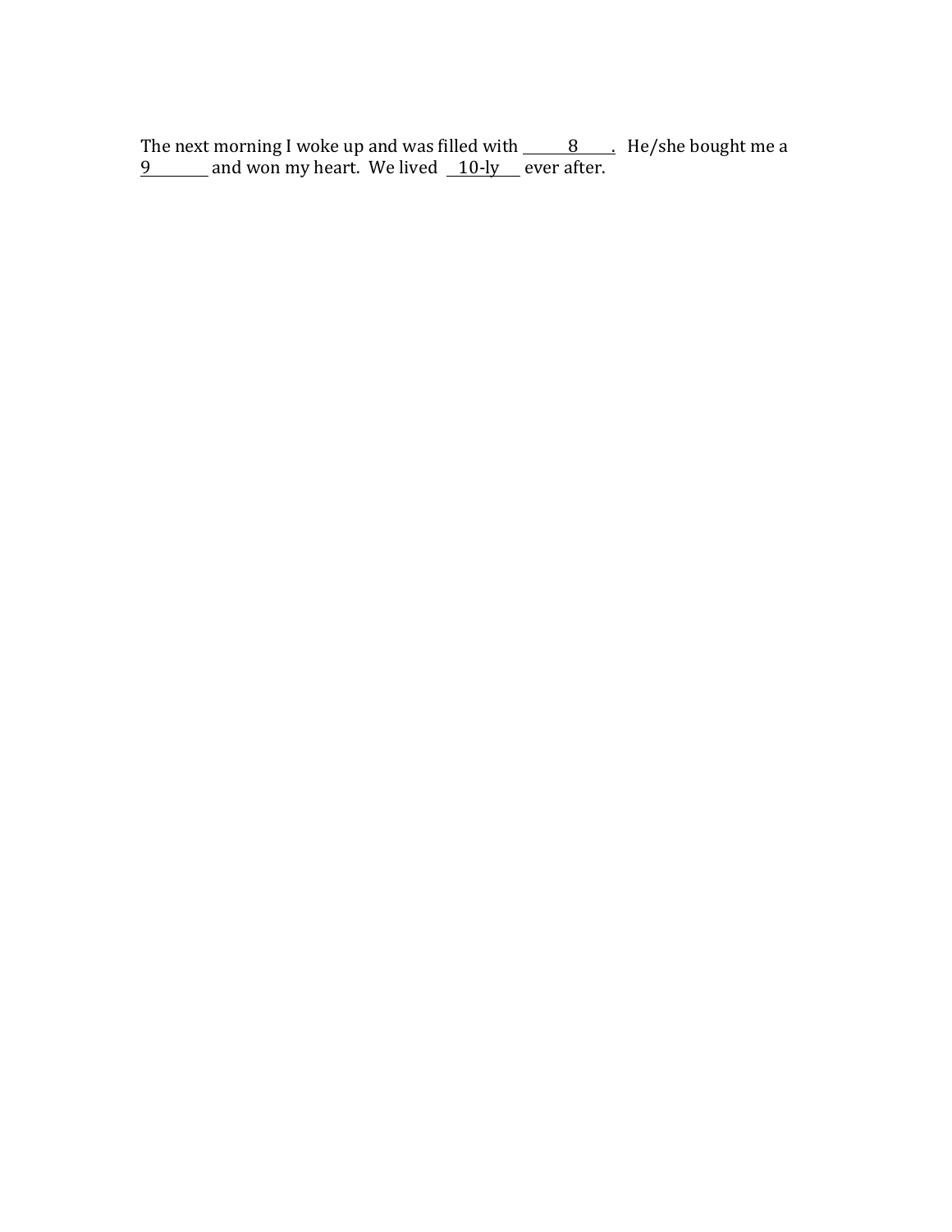The next morning I woke up and was filled with ______8_____. He/she bought me a 9________ and won my heart. We lived ___10-ly___ ever after.